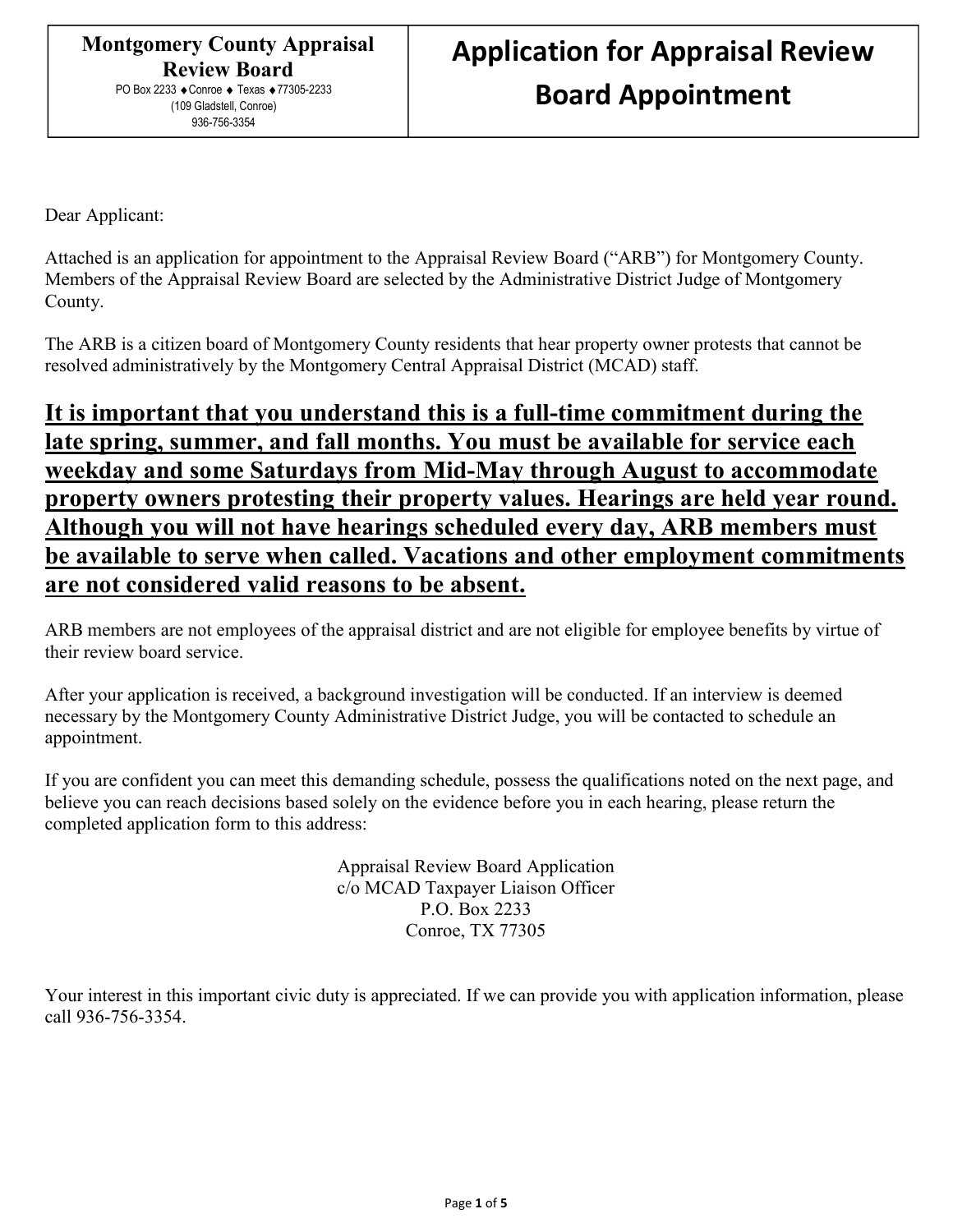**Montgomery County Appraisal Review Board**
PO Box 2233 ♦ Conroe ♦ Texas ♦ 77305-2233
(109 Gladstell, Conroe)
936-756-3354

# Application for Appraisal Review Board Appointment

Dear Applicant:

Attached is an application for appointment to the Appraisal Review Board ("ARB") for Montgomery County. Members of the Appraisal Review Board are selected by the Administrative District Judge of Montgomery County.

The ARB is a citizen board of Montgomery County residents that hear property owner protests that cannot be resolved administratively by the Montgomery Central Appraisal District (MCAD) staff.

**<u>It is important that you understand this is a full-time commitment during the late spring, summer, and fall months. You must be available for service each weekday and some Saturdays from Mid-May through August to accommodate property owners protesting their property values. Hearings are held year round. Although you will not have hearings scheduled every day, ARB members must be available to serve when called. Vacations and other employment commitments are not considered valid reasons to be absent.</u>**

ARB members are not employees of the appraisal district and are not eligible for employee benefits by virtue of their review board service.

After your application is received, a background investigation will be conducted. If an interview is deemed necessary by the Montgomery County Administrative District Judge, you will be contacted to schedule an appointment.

If you are confident you can meet this demanding schedule, possess the qualifications noted on the next page, and believe you can reach decisions based solely on the evidence before you in each hearing, please return the completed application form to this address:

Appraisal Review Board Application
c/o MCAD Taxpayer Liaison Officer
P.O. Box 2233
Conroe, TX 77305

Your interest in this important civic duty is appreciated. If we can provide you with application information, please call 936-756-3354.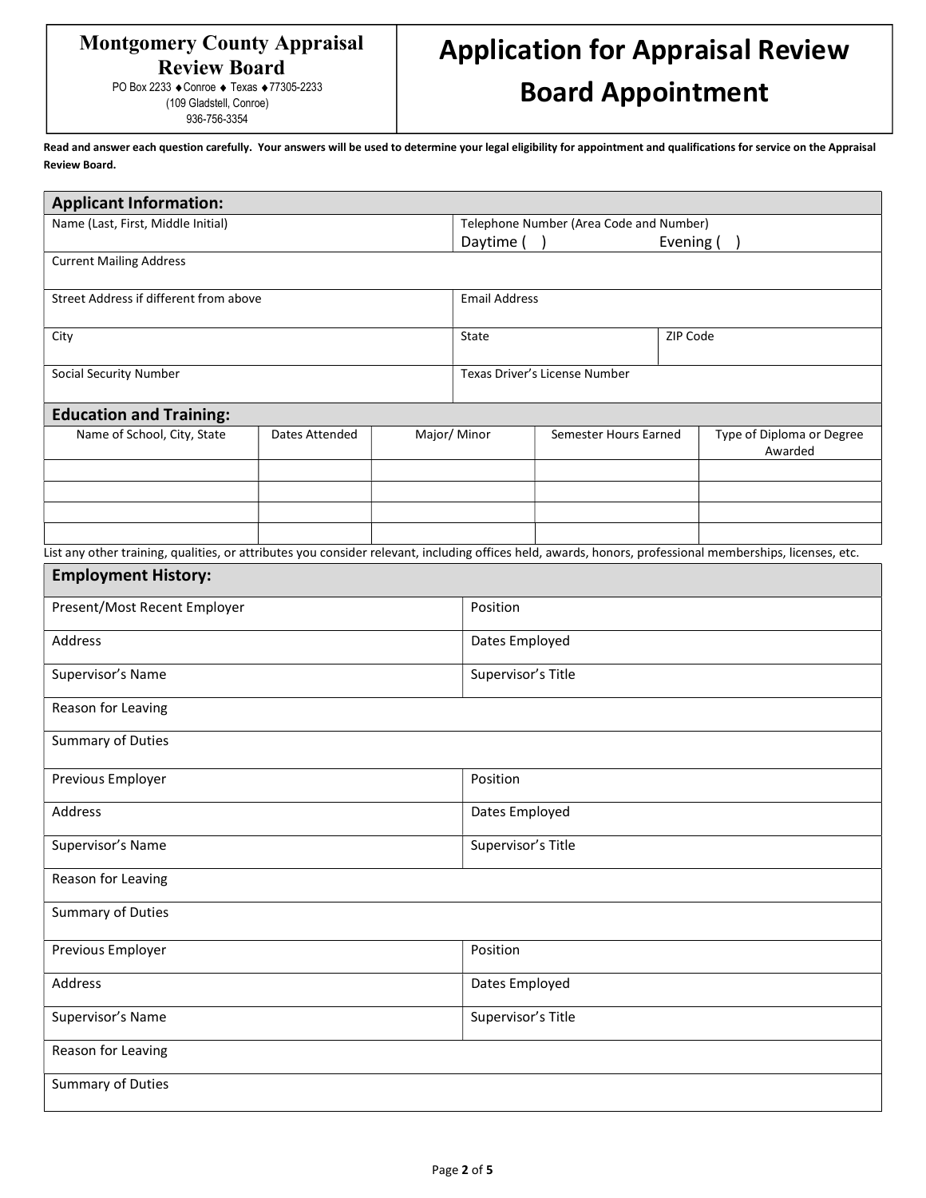**Montgomery County Appraisal Review Board**
PO Box 2233 ♦ Conroe ♦ Texas ♦ 77305-2233
(109 Gladstell, Conroe)
936-756-3354

# Application for Appraisal Review Board Appointment

**Read and answer each question carefully. Your answers will be used to determine your legal eligibility for appointment and qualifications for service on the Appraisal Review Board.**

## Applicant Information:

| Name (Last, First, Middle Initial) | Telephone Number (Area Code and Number) Daytime ( ) Evening ( ) | |
|---|---|---|
| Current Mailing Address | | |
| Street Address if different from above | Email Address | |
| City | State | ZIP Code |
| Social Security Number | Texas Driver's License Number | |

## Education and Training:

| Name of School, City, State | Dates Attended | Major/ Minor | Semester Hours Earned | Type of Diploma or Degree Awarded |
|---|---|---|---|---|
| | | | | |
| | | | | |
| | | | | |
| | | | | |

List any other training, qualities, or attributes you consider relevant, including offices held, awards, honors, professional memberships, licenses, etc.

## Employment History:

| Present/Most Recent Employer | Position |
|---|---|
| Address | Dates Employed |
| Supervisor's Name | Supervisor's Title |
| Reason for Leaving | |
| Summary of Duties | |

| Previous Employer | Position |
|---|---|
| Address | Dates Employed |
| Supervisor's Name | Supervisor's Title |
| Reason for Leaving | |
| Summary of Duties | |

| Previous Employer | Position |
|---|---|
| Address | Dates Employed |
| Supervisor's Name | Supervisor's Title |
| Reason for Leaving | |
| Summary of Duties | |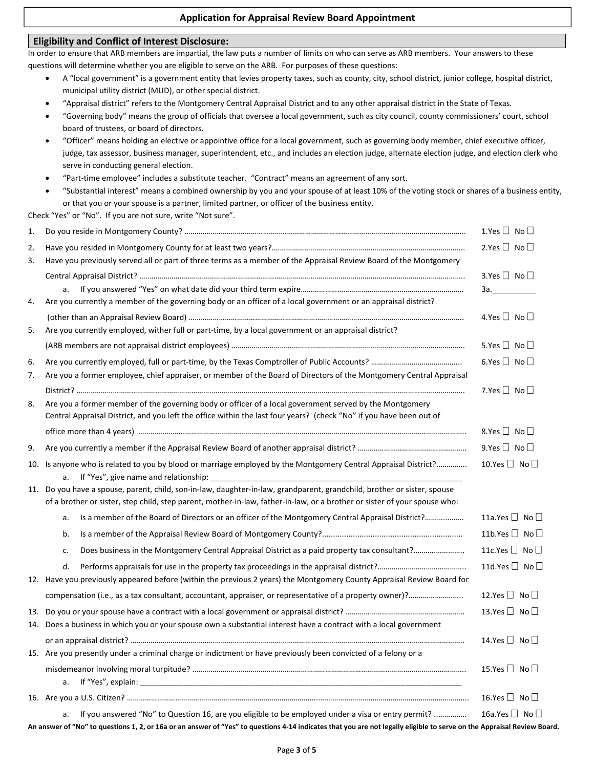# Application for Appraisal Review Board Appointment

## Eligibility and Conflict of Interest Disclosure:

In order to ensure that ARB members are impartial, the law puts a number of limits on who can serve as ARB members. Your answers to these questions will determine whether you are eligible to serve on the ARB. For purposes of these questions:

- A "local government" is a government entity that levies property taxes, such as county, city, school district, junior college, hospital district, municipal utility district (MUD), or other special district.
- "Appraisal district" refers to the Montgomery Central Appraisal District and to any other appraisal district in the State of Texas.
- "Governing body" means the group of officials that oversee a local government, such as city council, county commissioners' court, school board of trustees, or board of directors.
- "Officer" means holding an elective or appointive office for a local government, such as governing body member, chief executive officer, judge, tax assessor, business manager, superintendent, etc., and includes an election judge, alternate election judge, and election clerk who serve in conducting general election.
- "Part-time employee" includes a substitute teacher. "Contract" means an agreement of any sort.
- "Substantial interest" means a combined ownership by you and your spouse of at least 10% of the voting stock or shares of a business entity, or that you or your spouse is a partner, limited partner, or officer of the business entity.

Check "Yes" or "No". If you are not sure, write "Not sure".

1. Do you reside in Montgomery County? ........................................ 1.Yes ☐ No ☐
2. Have you resided in Montgomery County for at least two years?........................................ 2.Yes ☐ No ☐
3. Have you previously served all or part of three terms as a member of the Appraisal Review Board of the Montgomery Central Appraisal District? ........................................ 3.Yes ☐ No ☐
   a. If you answered "Yes" on what date did your third term expire........................................ 3a.__________
4. Are you currently a member of the governing body or an officer of a local government or an appraisal district? (other than an Appraisal Review Board) ........................................ 4.Yes ☐ No ☐
5. Are you currently employed, wither full or part-time, by a local government or an appraisal district? (ARB members are not appraisal district employees) ........................................ 5.Yes ☐ No ☐
6. Are you currently employed, full or part-time, by the Texas Comptroller of Public Accounts? ........................................ 6.Yes ☐ No ☐
7. Are you a former employee, chief appraiser, or member of the Board of Directors of the Montgomery Central Appraisal District? ........................................ 7.Yes ☐ No ☐
8. Are you a former member of the governing body or officer of a local government served by the Montgomery Central Appraisal District, and you left the office within the last four years? (check "No" if you have been out of office more than 4 years) ........................................ 8.Yes ☐ No ☐
9. Are you currently a member if the Appraisal Review Board of another appraisal district? ........................................ 9.Yes ☐ No ☐
10. Is anyone who is related to you by blood or marriage employed by the Montgomery Central Appraisal District?.............. 10.Yes ☐ No ☐
    a. If "Yes", give name and relationship: ____________________________________________________________
11. Do you have a spouse, parent, child, son-in-law, daughter-in-law, grandparent, grandchild, brother or sister, spouse of a brother or sister, step child, step parent, mother-in-law, father-in-law, or a brother or sister of your spouse who:
    a. Is a member of the Board of Directors or an officer of the Montgomery Central Appraisal District?................ 11a.Yes ☐ No ☐
    b. Is a member of the Appraisal Review Board of Montgomery County?........................................ 11b.Yes ☐ No ☐
    c. Does business in the Montgomery Central Appraisal District as a paid property tax consultant?........................ 11c.Yes ☐ No ☐
    d. Performs appraisals for use in the property tax proceedings in the appraisal district?........................................ 11d.Yes ☐ No ☐
12. Have you previously appeared before (within the previous 2 years) the Montgomery County Appraisal Review Board for compensation (i.e., as a tax consultant, accountant, appraiser, or representative of a property owner)?........................ 12.Yes ☐ No ☐
13. Do you or your spouse have a contract with a local government or appraisal district? ........................................ 13.Yes ☐ No ☐
14. Does a business in which you or your spouse own a substantial interest have a contract with a local government or an appraisal district? ........................................ 14.Yes ☐ No ☐
15. Are you presently under a criminal charge or indictment or have previously been convicted of a felony or a misdemeanor involving moral turpitude? ........................................ 15.Yes ☐ No ☐
    a. If "Yes", explain: ____________________________________________________________
16. Are you a U.S. Citizen? ........................................ 16.Yes ☐ No ☐
    a. If you answered "No" to Question 16, are you eligible to be employed under a visa or entry permit? ............... 16a.Yes ☐ No ☐

**An answer of "No" to questions 1, 2, or 16a or an answer of "Yes" to questions 4-14 indicates that you are not legally eligible to serve on the Appraisal Review Board.**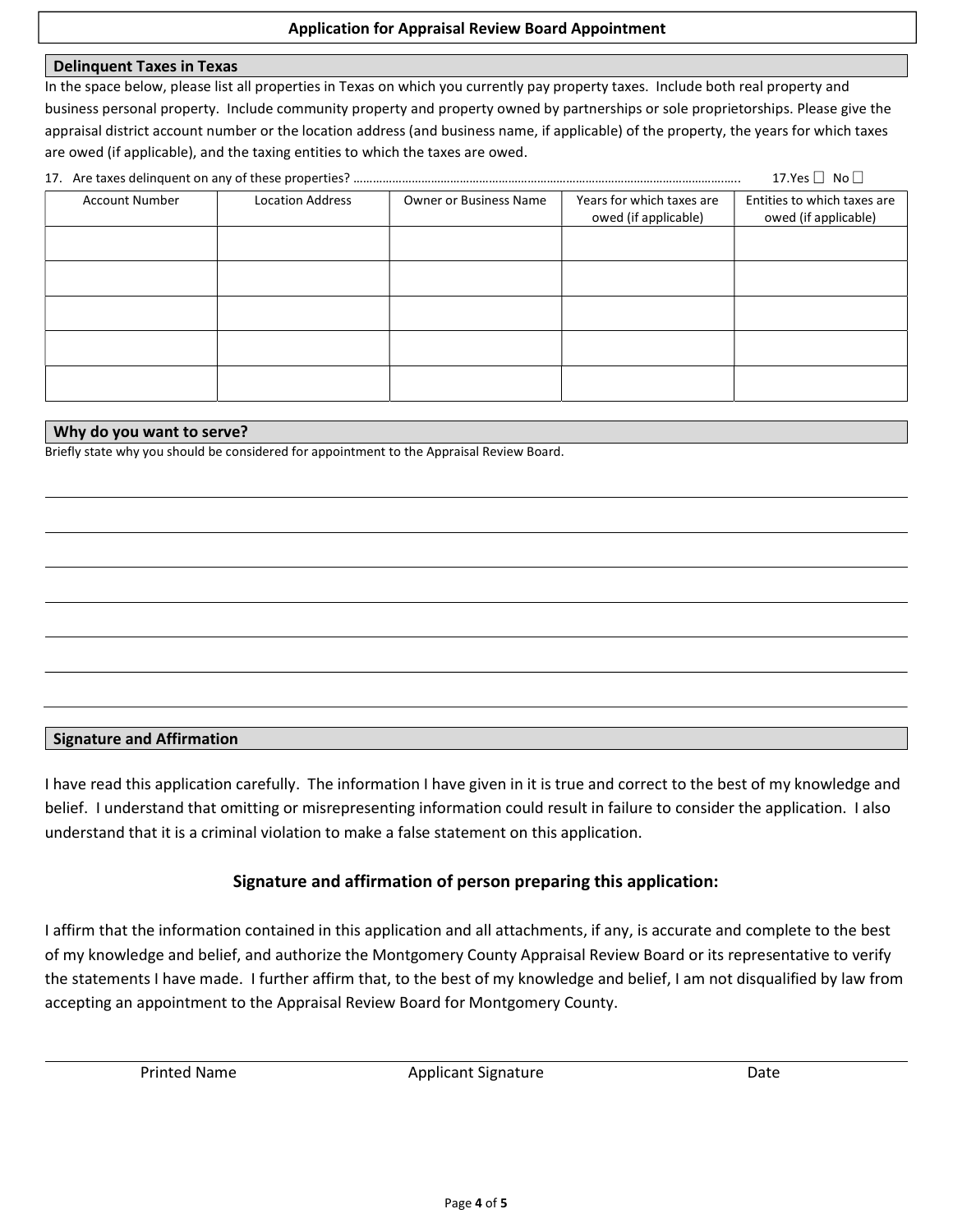## Application for Appraisal Review Board Appointment

### Delinquent Taxes in Texas

In the space below, please list all properties in Texas on which you currently pay property taxes. Include both real property and business personal property. Include community property and property owned by partnerships or sole proprietorships. Please give the appraisal district account number or the location address (and business name, if applicable) of the property, the years for which taxes are owed (if applicable), and the taxing entities to which the taxes are owed.

17. Are taxes delinquent on any of these properties? ………………………………………………………………………………………………….. 17. Yes ☐ No ☐

| Account Number | Location Address | Owner or Business Name | Years for which taxes are owed (if applicable) | Entities to which taxes are owed (if applicable) |
|---|---|---|---|---|
| | | | | |
| | | | | |
| | | | | |
| | | | | |
| | | | | |

### Why do you want to serve?

Briefly state why you should be considered for appointment to the Appraisal Review Board.

______________________________________________________________________

______________________________________________________________________

______________________________________________________________________

______________________________________________________________________

______________________________________________________________________

______________________________________________________________________

______________________________________________________________________

### Signature and Affirmation

I have read this application carefully. The information I have given in it is true and correct to the best of my knowledge and belief. I understand that omitting or misrepresenting information could result in failure to consider the application. I also understand that it is a criminal violation to make a false statement on this application.

**Signature and affirmation of person preparing this application:**

I affirm that the information contained in this application and all attachments, if any, is accurate and complete to the best of my knowledge and belief, and authorize the Montgomery County Appraisal Review Board or its representative to verify the statements I have made. I further affirm that, to the best of my knowledge and belief, I am not disqualified by law from accepting an appointment to the Appraisal Review Board for Montgomery County.

______________________________________________________________________

Printed Name Applicant Signature Date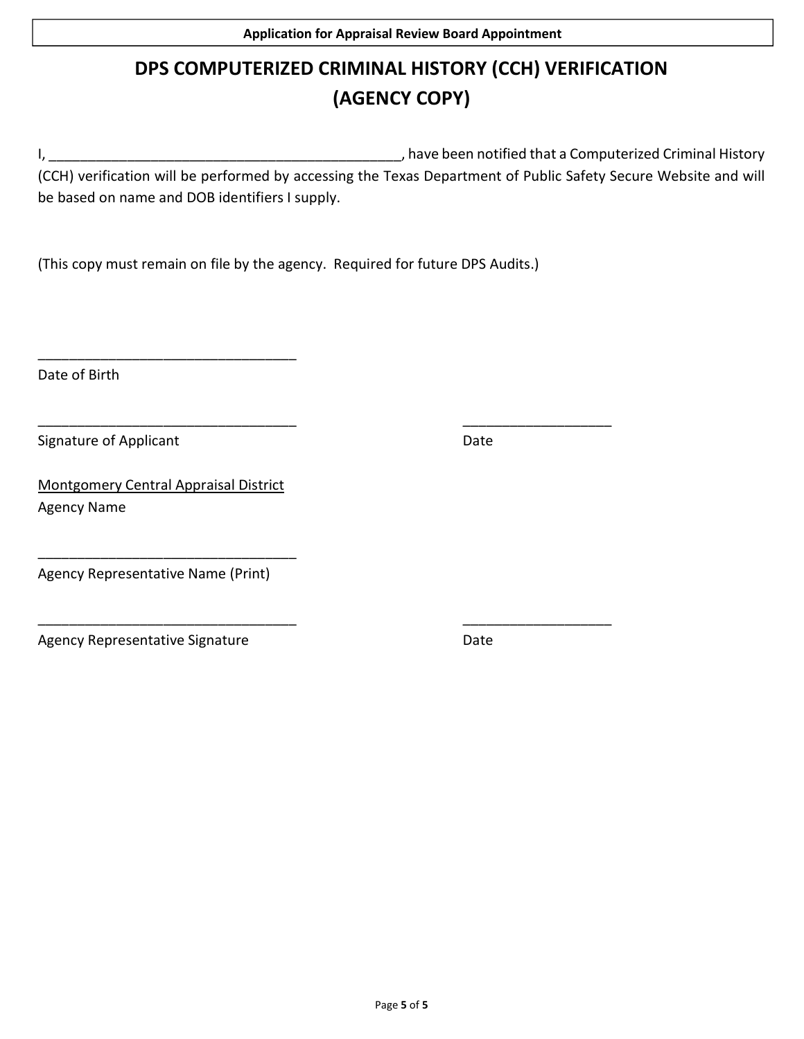Application for Appraisal Review Board Appointment

# DPS COMPUTERIZED CRIMINAL HISTORY (CCH) VERIFICATION
# (AGENCY COPY)

I, _______________________________________________, have been notified that a Computerized Criminal History (CCH) verification will be performed by accessing the Texas Department of Public Safety Secure Website and will be based on name and DOB identifiers I supply.

(This copy must remain on file by the agency. Required for future DPS Audits.)

_________________________________
Date of Birth

_________________________________ ___________________
Signature of Applicant Date

Montgomery Central Appraisal District
Agency Name

_________________________________
Agency Representative Name (Print)

_________________________________ ___________________
Agency Representative Signature Date